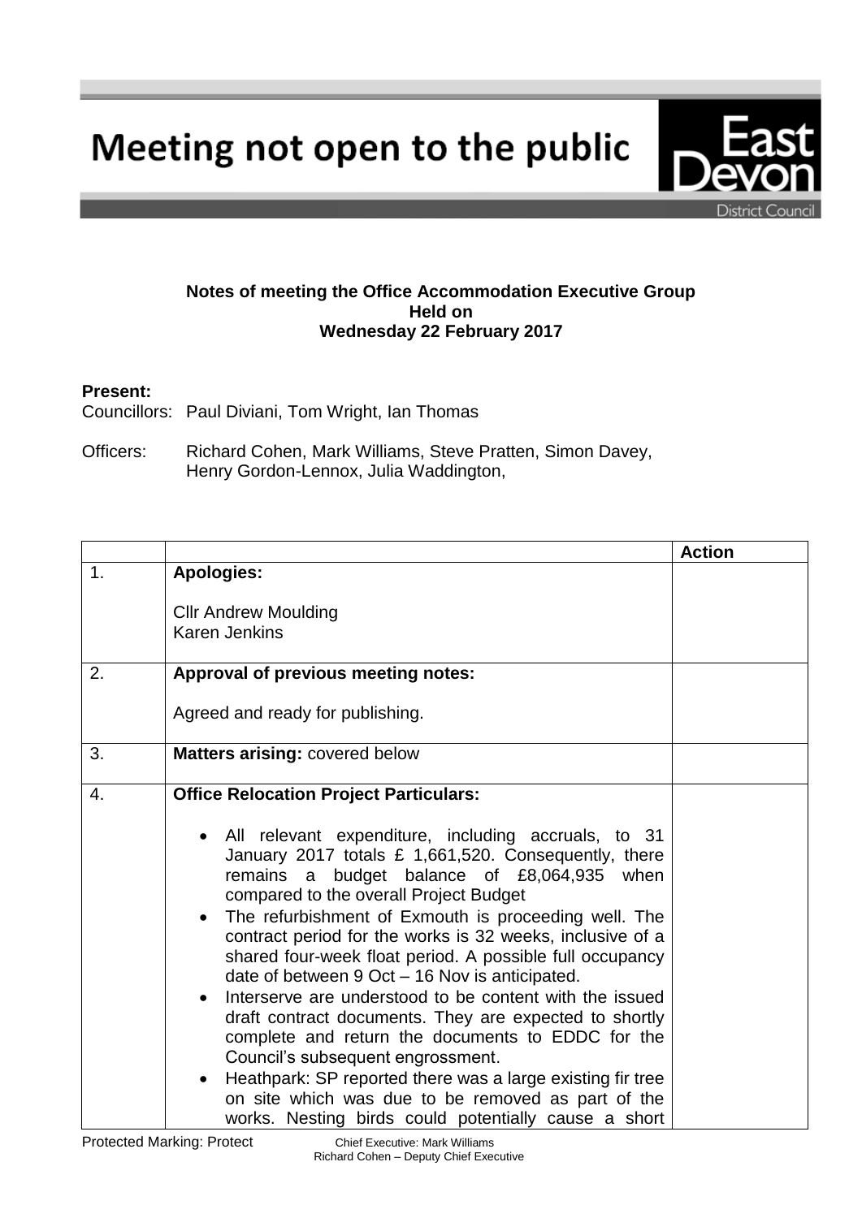# Meeting not open to the public

**Notes of meeting the Office Accommodation Executive Group Held on Wednesday 22 February 2017**

**Present:**

Councillors: Paul Diviani, Tom Wright, Ian Thomas

Officers: Richard Cohen, Mark Williams, Steve Pratten, Simon Davey, Henry Gordon-Lennox, Julia Waddington,

| | | Action |
|---|---|---|
| 1. | **Apologies:**<br><br>Cllr Andrew Moulding<br>Karen Jenkins | |
| 2. | **Approval of previous meeting notes:**<br><br>Agreed and ready for publishing. | |
| 3. | **Matters arising:** covered below | |
| 4. | **Office Relocation Project Particulars:**<br><br>• All relevant expenditure, including accruals, to 31 January 2017 totals £ 1,661,520. Consequently, there remains a budget balance of £8,064,935 when compared to the overall Project Budget<br>• The refurbishment of Exmouth is proceeding well. The contract period for the works is 32 weeks, inclusive of a shared four-week float period. A possible full occupancy date of between 9 Oct – 16 Nov is anticipated.<br>• Interserve are understood to be content with the issued draft contract documents. They are expected to shortly complete and return the documents to EDDC for the Council's subsequent engrossment.<br>• Heathpark: SP reported there was a large existing fir tree on site which was due to be removed as part of the works. Nesting birds could potentially cause a short | |

Protected Marking: Protect

Chief Executive: Mark Williams
Richard Cohen – Deputy Chief Executive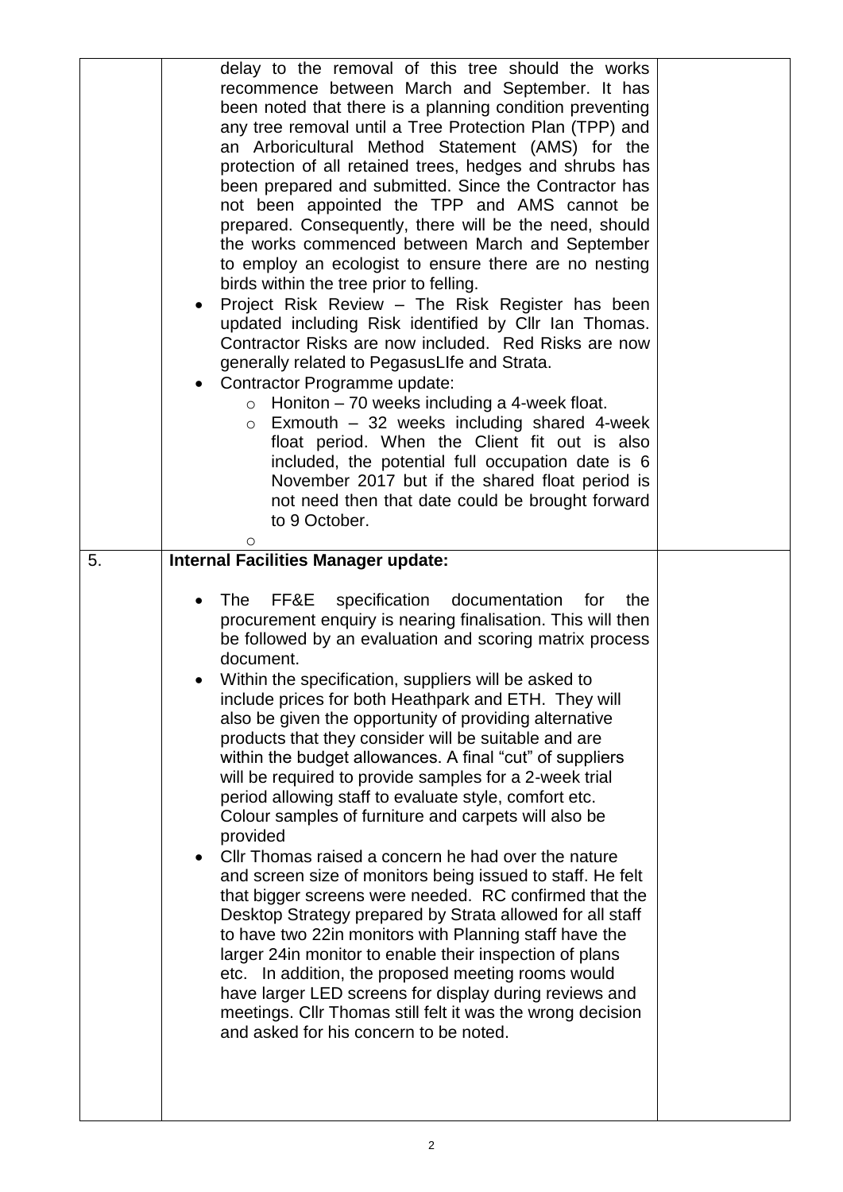| | | |
|---|---|---|
| | delay to the removal of this tree should the works recommence between March and September. It has been noted that there is a planning condition preventing any tree removal until a Tree Protection Plan (TPP) and an Arboricultural Method Statement (AMS) for the protection of all retained trees, hedges and shrubs has been prepared and submitted. Since the Contractor has not been appointed the TPP and AMS cannot be prepared. Consequently, there will be the need, should the works commenced between March and September to employ an ecologist to ensure there are no nesting birds within the tree prior to felling.<br>• Project Risk Review – The Risk Register has been updated including Risk identified by Cllr Ian Thomas. Contractor Risks are now included. Red Risks are now generally related to PegasusLIfe and Strata.<br>• Contractor Programme update:<br>  ○ Honiton – 70 weeks including a 4-week float.<br>  ○ Exmouth – 32 weeks including shared 4-week float period. When the Client fit out is also included, the potential full occupation date is 6 November 2017 but if the shared float period is not need then that date could be brought forward to 9 October.<br>  ○ | |
| 5. | **Internal Facilities Manager update:**<br><br>• The FF&E specification documentation for the procurement enquiry is nearing finalisation. This will then be followed by an evaluation and scoring matrix process document.<br>• Within the specification, suppliers will be asked to include prices for both Heathpark and ETH. They will also be given the opportunity of providing alternative products that they consider will be suitable and are within the budget allowances. A final "cut" of suppliers will be required to provide samples for a 2-week trial period allowing staff to evaluate style, comfort etc. Colour samples of furniture and carpets will also be provided<br>• Cllr Thomas raised a concern he had over the nature and screen size of monitors being issued to staff. He felt that bigger screens were needed. RC confirmed that the Desktop Strategy prepared by Strata allowed for all staff to have two 22in monitors with Planning staff have the larger 24in monitor to enable their inspection of plans etc. In addition, the proposed meeting rooms would have larger LED screens for display during reviews and meetings. Cllr Thomas still felt it was the wrong decision and asked for his concern to be noted. | |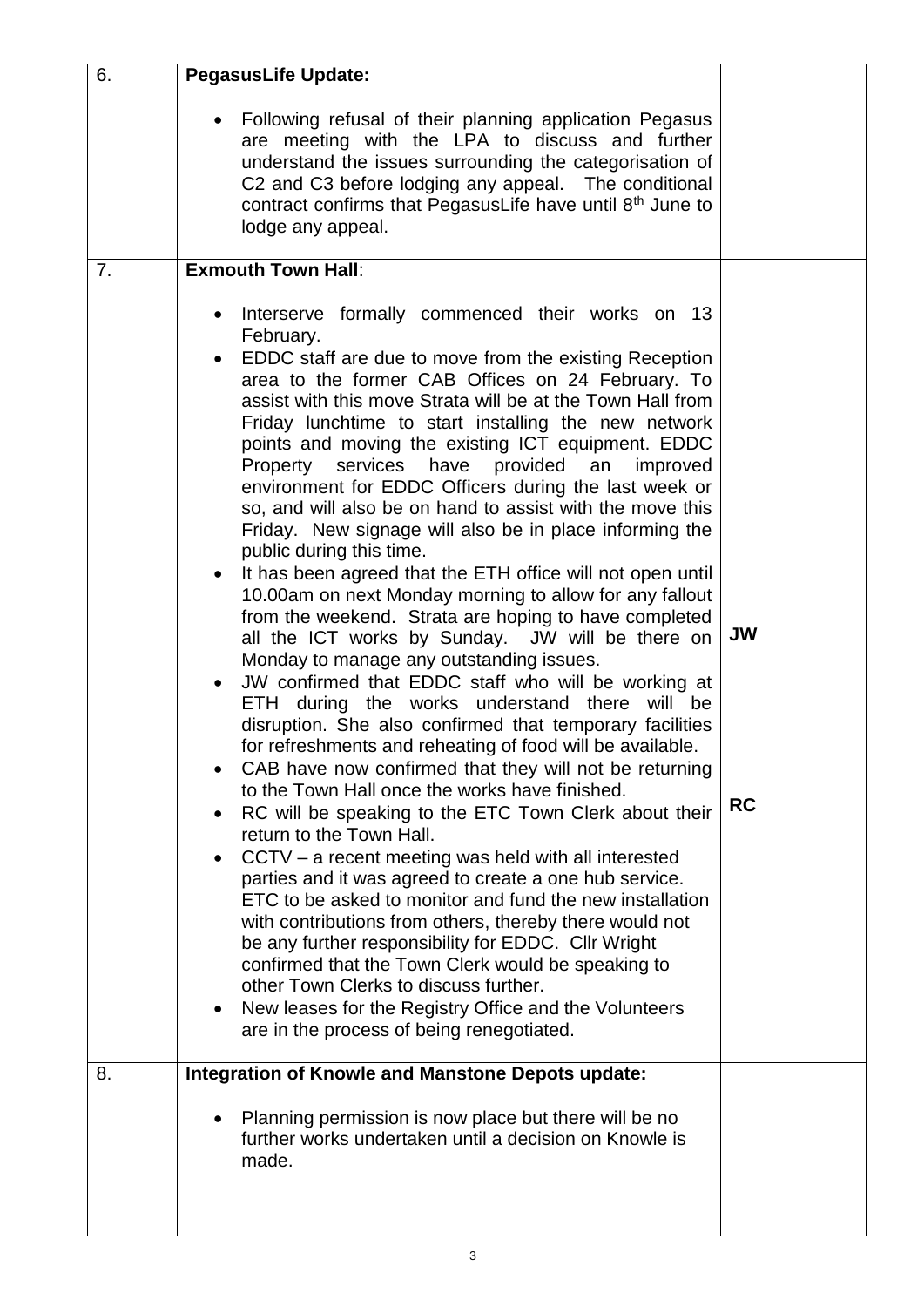| 6. | **PegasusLife Update:**<br><br>• Following refusal of their planning application Pegasus are meeting with the LPA to discuss and further understand the issues surrounding the categorisation of C2 and C3 before lodging any appeal. The conditional contract confirms that PegasusLife have until 8th June to lodge any appeal. | |
|---|---|---|
| 7. | **Exmouth Town Hall**:<br><br>• Interserve formally commenced their works on 13 February.<br>• EDDC staff are due to move from the existing Reception area to the former CAB Offices on 24 February. To assist with this move Strata will be at the Town Hall from Friday lunchtime to start installing the new network points and moving the existing ICT equipment. EDDC Property services have provided an improved environment for EDDC Officers during the last week or so, and will also be on hand to assist with the move this Friday. New signage will also be in place informing the public during this time.<br>• It has been agreed that the ETH office will not open until 10.00am on next Monday morning to allow for any fallout from the weekend. Strata are hoping to have completed all the ICT works by Sunday. JW will be there on Monday to manage any outstanding issues.<br>• JW confirmed that EDDC staff who will be working at ETH during the works understand there will be disruption. She also confirmed that temporary facilities for refreshments and reheating of food will be available.<br>• CAB have now confirmed that they will not be returning to the Town Hall once the works have finished.<br>• RC will be speaking to the ETC Town Clerk about their return to the Town Hall.<br>• CCTV – a recent meeting was held with all interested parties and it was agreed to create a one hub service. ETC to be asked to monitor and fund the new installation with contributions from others, thereby there would not be any further responsibility for EDDC. Cllr Wright confirmed that the Town Clerk would be speaking to other Town Clerks to discuss further.<br>• New leases for the Registry Office and the Volunteers are in the process of being renegotiated. | **JW**<br><br>**RC** |
| 8. | **Integration of Knowle and Manstone Depots update:**<br><br>• Planning permission is now place but there will be no further works undertaken until a decision on Knowle is made. | |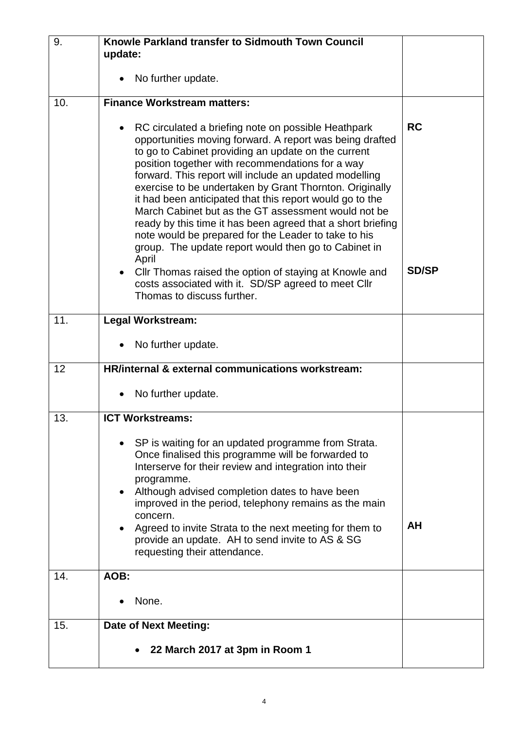| | | |
|---|---|---|
| 9. | **Knowle Parkland transfer to Sidmouth Town Council update:**<br><br>• No further update. | |
| 10. | **Finance Workstream matters:**<br><br>• RC circulated a briefing note on possible Heathpark opportunities moving forward. A report was being drafted to go to Cabinet providing an update on the current position together with recommendations for a way forward. This report will include an updated modelling exercise to be undertaken by Grant Thornton. Originally it had been anticipated that this report would go to the March Cabinet but as the GT assessment would not be ready by this time it has been agreed that a short briefing note would be prepared for the Leader to take to his group. The update report would then go to Cabinet in April<br>• Cllr Thomas raised the option of staying at Knowle and costs associated with it. SD/SP agreed to meet Cllr Thomas to discuss further. | **RC**<br><br>**SD/SP** |
| 11. | **Legal Workstream:**<br><br>• No further update. | |
| 12 | **HR/internal & external communications workstream:**<br><br>• No further update. | |
| 13. | **ICT Workstreams:**<br><br>• SP is waiting for an updated programme from Strata. Once finalised this programme will be forwarded to Interserve for their review and integration into their programme.<br>• Although advised completion dates to have been improved in the period, telephony remains as the main concern.<br>• Agreed to invite Strata to the next meeting for them to provide an update. AH to send invite to AS & SG requesting their attendance. | **AH** |
| 14. | **AOB:**<br><br>• None. | |
| 15. | **Date of Next Meeting:**<br><br>• **22 March 2017 at 3pm in Room 1** | |